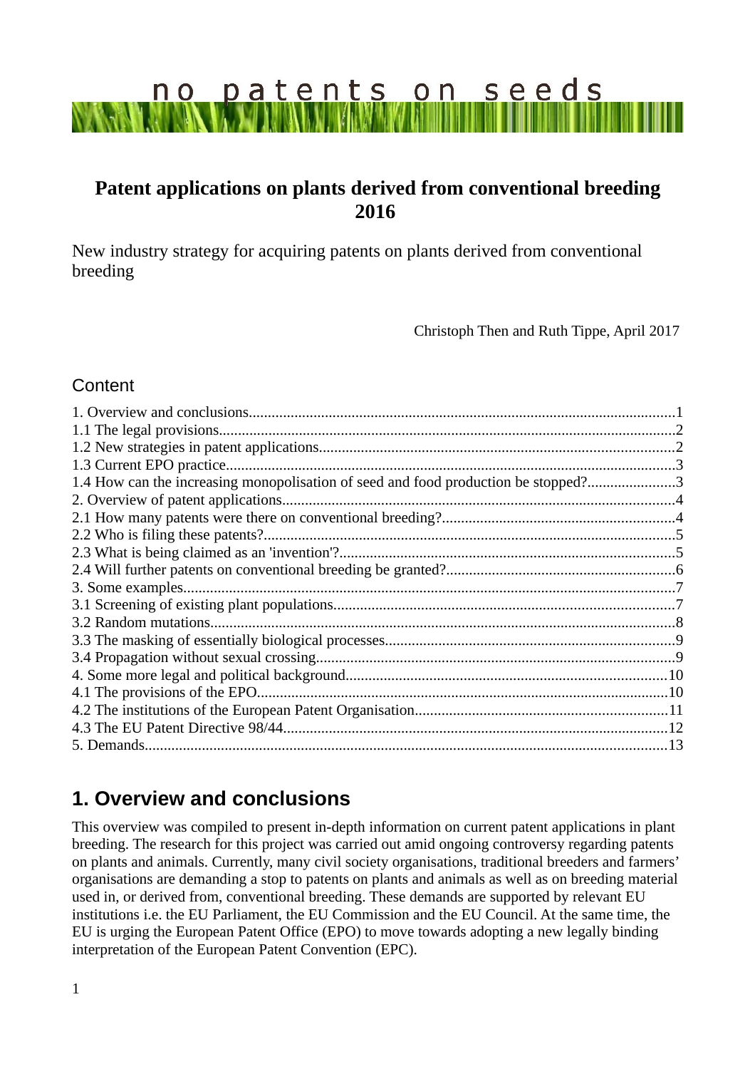no patents on seeds

# Patent applications on plants derived from conventional breeding 2016

New industry strategy for acquiring patents on plants derived from conventional breeding

Christoph Then and Ruth Tippe, April 2017

## Content

1. Overview and conclusions....1
1.1 The legal provisions....2
1.2 New strategies in patent applications....2
1.3 Current EPO practice....3
1.4 How can the increasing monopolisation of seed and food production be stopped?....3
2. Overview of patent applications....4
2.1 How many patents were there on conventional breeding?....4
2.2 Who is filing these patents?....5
2.3 What is being claimed as an 'invention'?....5
2.4 Will further patents on conventional breeding be granted?....6
3. Some examples....7
3.1 Screening of existing plant populations....7
3.2 Random mutations....8
3.3 The masking of essentially biological processes....9
3.4 Propagation without sexual crossing....9
4. Some more legal and political background....10
4.1 The provisions of the EPO....10
4.2 The institutions of the European Patent Organisation....11
4.3 The EU Patent Directive 98/44....12
5. Demands....13

## 1. Overview and conclusions

This overview was compiled to present in-depth information on current patent applications in plant breeding. The research for this project was carried out amid ongoing controversy regarding patents on plants and animals. Currently, many civil society organisations, traditional breeders and farmers' organisations are demanding a stop to patents on plants and animals as well as on breeding material used in, or derived from, conventional breeding. These demands are supported by relevant EU institutions i.e. the EU Parliament, the EU Commission and the EU Council. At the same time, the EU is urging the European Patent Office (EPO) to move towards adopting a new legally binding interpretation of the European Patent Convention (EPC).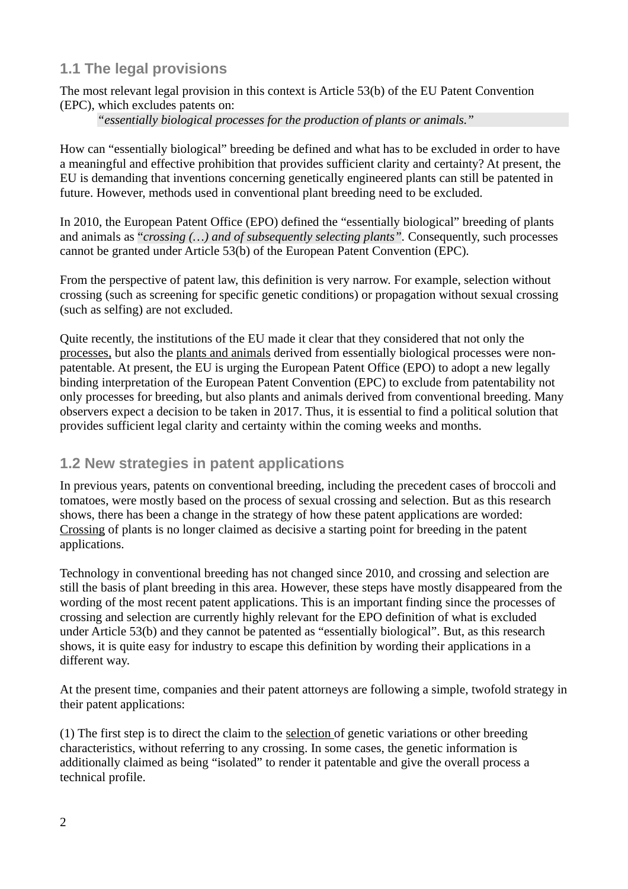## 1.1 The legal provisions

The most relevant legal provision in this context is Article 53(b) of the EU Patent Convention (EPC), which excludes patents on:

> *"essentially biological processes for the production of plants or animals."*

How can "essentially biological" breeding be defined and what has to be excluded in order to have a meaningful and effective prohibition that provides sufficient clarity and certainty? At present, the EU is demanding that inventions concerning genetically engineered plants can still be patented in future. However, methods used in conventional plant breeding need to be excluded.

In 2010, the European Patent Office (EPO) defined the "essentially biological" breeding of plants and animals as "*crossing (…) and of subsequently selecting plants"*. Consequently, such processes cannot be granted under Article 53(b) of the European Patent Convention (EPC).

From the perspective of patent law, this definition is very narrow. For example, selection without crossing (such as screening for specific genetic conditions) or propagation without sexual crossing (such as selfing) are not excluded.

Quite recently, the institutions of the EU made it clear that they considered that not only the processes, but also the plants and animals derived from essentially biological processes were non-patentable. At present, the EU is urging the European Patent Office (EPO) to adopt a new legally binding interpretation of the European Patent Convention (EPC) to exclude from patentability not only processes for breeding, but also plants and animals derived from conventional breeding. Many observers expect a decision to be taken in 2017. Thus, it is essential to find a political solution that provides sufficient legal clarity and certainty within the coming weeks and months.

## 1.2 New strategies in patent applications

In previous years, patents on conventional breeding, including the precedent cases of broccoli and tomatoes, were mostly based on the process of sexual crossing and selection. But as this research shows, there has been a change in the strategy of how these patent applications are worded: Crossing of plants is no longer claimed as decisive a starting point for breeding in the patent applications.

Technology in conventional breeding has not changed since 2010, and crossing and selection are still the basis of plant breeding in this area. However, these steps have mostly disappeared from the wording of the most recent patent applications. This is an important finding since the processes of crossing and selection are currently highly relevant for the EPO definition of what is excluded under Article 53(b) and they cannot be patented as "essentially biological". But, as this research shows, it is quite easy for industry to escape this definition by wording their applications in a different way.

At the present time, companies and their patent attorneys are following a simple, twofold strategy in their patent applications:

(1) The first step is to direct the claim to the selection of genetic variations or other breeding characteristics, without referring to any crossing. In some cases, the genetic information is additionally claimed as being "isolated" to render it patentable and give the overall process a technical profile.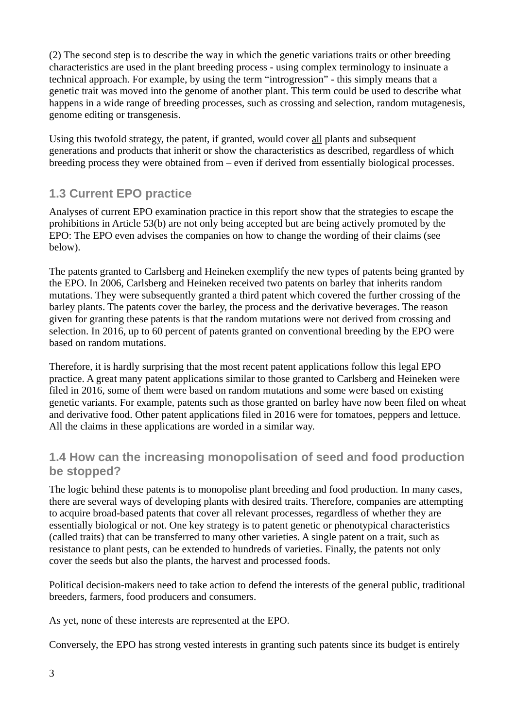(2) The second step is to describe the way in which the genetic variations traits or other breeding characteristics are used in the plant breeding process - using complex terminology to insinuate a technical approach. For example, by using the term "introgression" - this simply means that a genetic trait was moved into the genome of another plant. This term could be used to describe what happens in a wide range of breeding processes, such as crossing and selection, random mutagenesis, genome editing or transgenesis.

Using this twofold strategy, the patent, if granted, would cover <u>all</u> plants and subsequent generations and products that inherit or show the characteristics as described, regardless of which breeding process they were obtained from – even if derived from essentially biological processes.

### 1.3 Current EPO practice

Analyses of current EPO examination practice in this report show that the strategies to escape the prohibitions in Article 53(b) are not only being accepted but are being actively promoted by the EPO: The EPO even advises the companies on how to change the wording of their claims (see below).

The patents granted to Carlsberg and Heineken exemplify the new types of patents being granted by the EPO. In 2006, Carlsberg and Heineken received two patents on barley that inherits random mutations. They were subsequently granted a third patent which covered the further crossing of the barley plants. The patents cover the barley, the process and the derivative beverages. The reason given for granting these patents is that the random mutations were not derived from crossing and selection. In 2016, up to 60 percent of patents granted on conventional breeding by the EPO were based on random mutations.

Therefore, it is hardly surprising that the most recent patent applications follow this legal EPO practice. A great many patent applications similar to those granted to Carlsberg and Heineken were filed in 2016, some of them were based on random mutations and some were based on existing genetic variants. For example, patents such as those granted on barley have now been filed on wheat and derivative food. Other patent applications filed in 2016 were for tomatoes, peppers and lettuce. All the claims in these applications are worded in a similar way.

### 1.4 How can the increasing monopolisation of seed and food production be stopped?

The logic behind these patents is to monopolise plant breeding and food production. In many cases, there are several ways of developing plants with desired traits. Therefore, companies are attempting to acquire broad-based patents that cover all relevant processes, regardless of whether they are essentially biological or not. One key strategy is to patent genetic or phenotypical characteristics (called traits) that can be transferred to many other varieties. A single patent on a trait, such as resistance to plant pests, can be extended to hundreds of varieties. Finally, the patents not only cover the seeds but also the plants, the harvest and processed foods.

Political decision-makers need to take action to defend the interests of the general public, traditional breeders, farmers, food producers and consumers.

As yet, none of these interests are represented at the EPO.

Conversely, the EPO has strong vested interests in granting such patents since its budget is entirely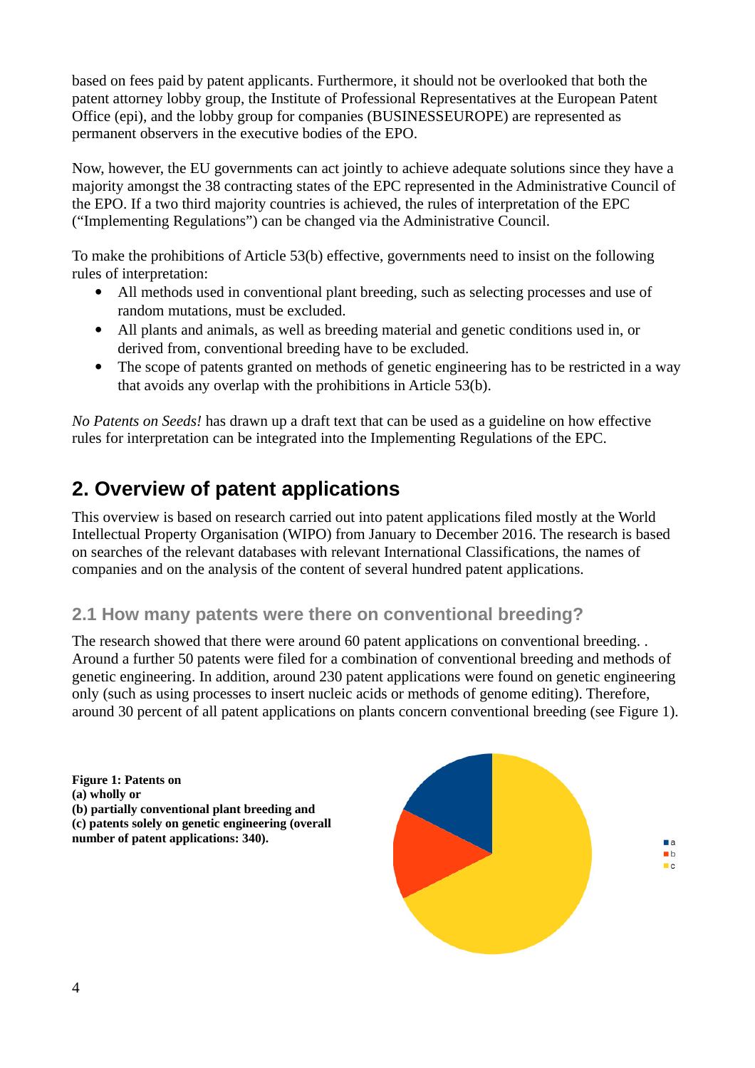based on fees paid by patent applicants. Furthermore, it should not be overlooked that both the patent attorney lobby group, the Institute of Professional Representatives at the European Patent Office (epi), and the lobby group for companies (BUSINESSEUROPE) are represented as permanent observers in the executive bodies of the EPO.

Now, however, the EU governments can act jointly to achieve adequate solutions since they have a majority amongst the 38 contracting states of the EPC represented in the Administrative Council of the EPO. If a two third majority countries is achieved, the rules of interpretation of the EPC ("Implementing Regulations") can be changed via the Administrative Council.

To make the prohibitions of Article 53(b) effective, governments need to insist on the following rules of interpretation:

- All methods used in conventional plant breeding, such as selecting processes and use of random mutations, must be excluded.
- All plants and animals, as well as breeding material and genetic conditions used in, or derived from, conventional breeding have to be excluded.
- The scope of patents granted on methods of genetic engineering has to be restricted in a way that avoids any overlap with the prohibitions in Article 53(b).

*No Patents on Seeds!* has drawn up a draft text that can be used as a guideline on how effective rules for interpretation can be integrated into the Implementing Regulations of the EPC.

## 2. Overview of patent applications

This overview is based on research carried out into patent applications filed mostly at the World Intellectual Property Organisation (WIPO) from January to December 2016. The research is based on searches of the relevant databases with relevant International Classifications, the names of companies and on the analysis of the content of several hundred patent applications.

### 2.1 How many patents were there on conventional breeding?

The research showed that there were around 60 patent applications on conventional breeding. . Around a further 50 patents were filed for a combination of conventional breeding and methods of genetic engineering. In addition, around 230 patent applications were found on genetic engineering only (such as using processes to insert nucleic acids or methods of genome editing). Therefore, around 30 percent of all patent applications on plants concern conventional breeding (see Figure 1).

**Figure 1: Patents on (a) wholly or (b) partially conventional plant breeding and (c) patents solely on genetic engineering (overall number of patent applications: 340).**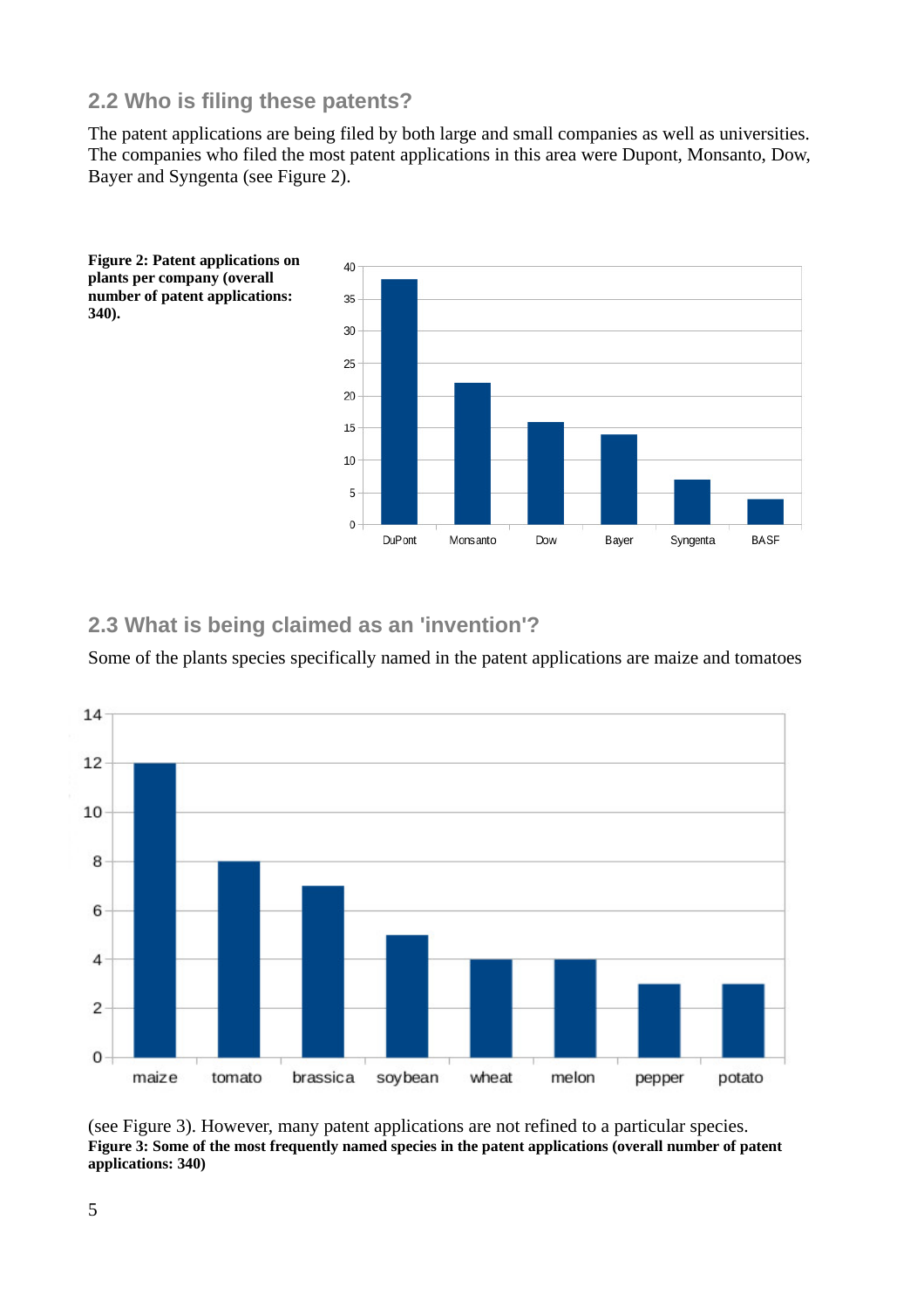## 2.2 Who is filing these patents?

The patent applications are being filed by both large and small companies as well as universities. The companies who filed the most patent applications in this area were Dupont, Monsanto, Dow, Bayer and Syngenta (see Figure 2).

**Figure 2: Patent applications on plants per company (overall number of patent applications: 340).**

## 2.3 What is being claimed as an 'invention'?

Some of the plants species specifically named in the patent applications are maize and tomatoes (see Figure 3). However, many patent applications are not refined to a particular species.

**Figure 3: Some of the most frequently named species in the patent applications (overall number of patent applications: 340)**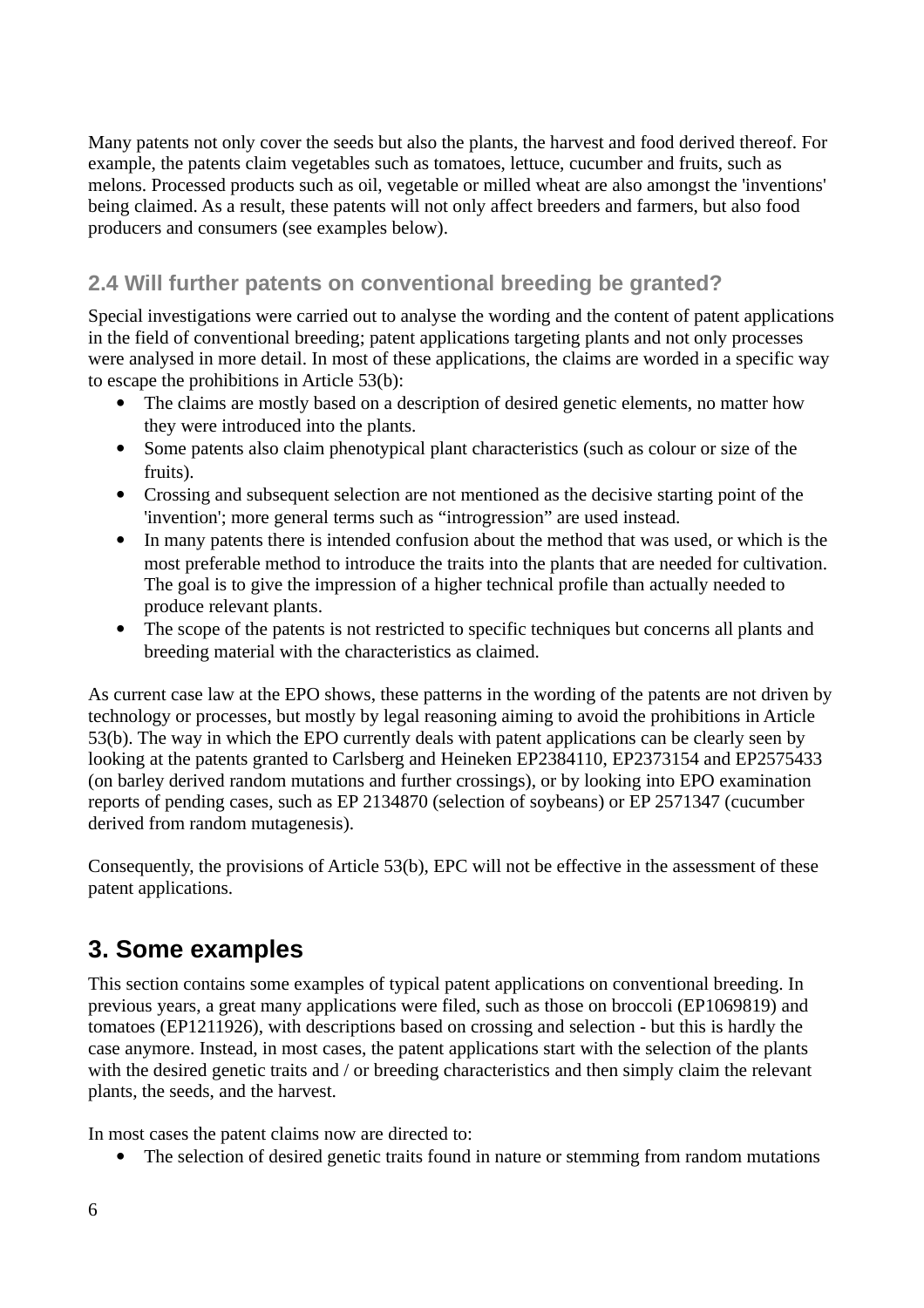Many patents not only cover the seeds but also the plants, the harvest and food derived thereof. For example, the patents claim vegetables such as tomatoes, lettuce, cucumber and fruits, such as melons. Processed products such as oil, vegetable or milled wheat are also amongst the 'inventions' being claimed. As a result, these patents will not only affect breeders and farmers, but also food producers and consumers (see examples below).

### 2.4 Will further patents on conventional breeding be granted?

Special investigations were carried out to analyse the wording and the content of patent applications in the field of conventional breeding; patent applications targeting plants and not only processes were analysed in more detail. In most of these applications, the claims are worded in a specific way to escape the prohibitions in Article 53(b):

- The claims are mostly based on a description of desired genetic elements, no matter how they were introduced into the plants.
- Some patents also claim phenotypical plant characteristics (such as colour or size of the fruits).
- Crossing and subsequent selection are not mentioned as the decisive starting point of the 'invention'; more general terms such as “introgression” are used instead.
- In many patents there is intended confusion about the method that was used, or which is the most preferable method to introduce the traits into the plants that are needed for cultivation. The goal is to give the impression of a higher technical profile than actually needed to produce relevant plants.
- The scope of the patents is not restricted to specific techniques but concerns all plants and breeding material with the characteristics as claimed.

As current case law at the EPO shows, these patterns in the wording of the patents are not driven by technology or processes, but mostly by legal reasoning aiming to avoid the prohibitions in Article 53(b). The way in which the EPO currently deals with patent applications can be clearly seen by looking at the patents granted to Carlsberg and Heineken EP2384110, EP2373154 and EP2575433 (on barley derived random mutations and further crossings), or by looking into EPO examination reports of pending cases, such as EP 2134870 (selection of soybeans) or EP 2571347 (cucumber derived from random mutagenesis).

Consequently, the provisions of Article 53(b), EPC will not be effective in the assessment of these patent applications.

## 3. Some examples

This section contains some examples of typical patent applications on conventional breeding. In previous years, a great many applications were filed, such as those on broccoli (EP1069819) and tomatoes (EP1211926), with descriptions based on crossing and selection - but this is hardly the case anymore. Instead, in most cases, the patent applications start with the selection of the plants with the desired genetic traits and / or breeding characteristics and then simply claim the relevant plants, the seeds, and the harvest.

In most cases the patent claims now are directed to:

- The selection of desired genetic traits found in nature or stemming from random mutations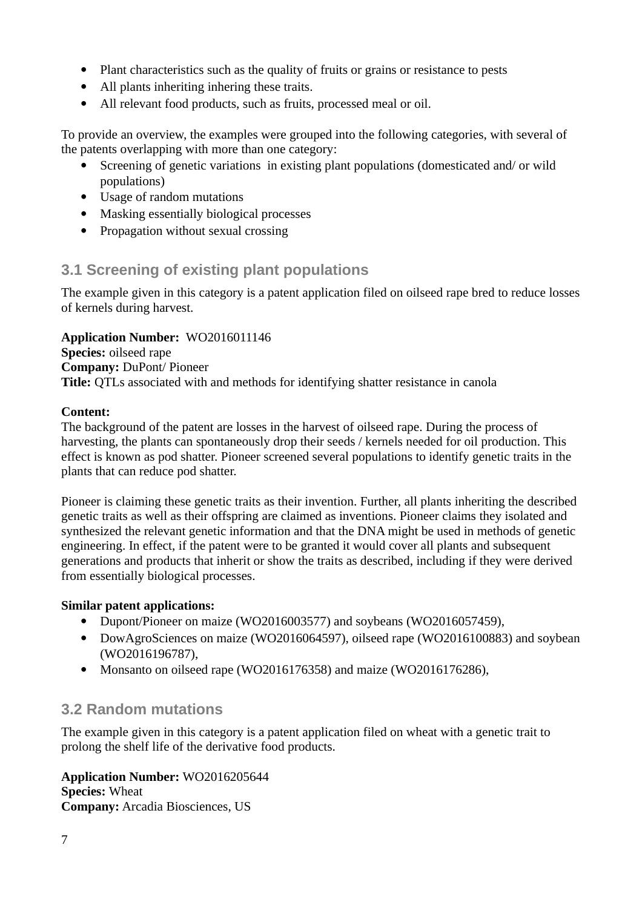- Plant characteristics such as the quality of fruits or grains or resistance to pests
- All plants inheriting inhering these traits.
- All relevant food products, such as fruits, processed meal or oil.

To provide an overview, the examples were grouped into the following categories, with several of the patents overlapping with more than one category:

- Screening of genetic variations  in existing plant populations (domesticated and/ or wild populations)
- Usage of random mutations
- Masking essentially biological processes
- Propagation without sexual crossing

### 3.1 Screening of existing plant populations

The example given in this category is a patent application filed on oilseed rape bred to reduce losses of kernels during harvest.

**Application Number:**  WO2016011146
**Species:** oilseed rape
**Company:** DuPont/ Pioneer
**Title:** QTLs associated with and methods for identifying shatter resistance in canola

**Content:**
The background of the patent are losses in the harvest of oilseed rape. During the process of harvesting, the plants can spontaneously drop their seeds / kernels needed for oil production. This effect is known as pod shatter. Pioneer screened several populations to identify genetic traits in the plants that can reduce pod shatter.

Pioneer is claiming these genetic traits as their invention. Further, all plants inheriting the described genetic traits as well as their offspring are claimed as inventions. Pioneer claims they isolated and synthesized the relevant genetic information and that the DNA might be used in methods of genetic engineering. In effect, if the patent were to be granted it would cover all plants and subsequent generations and products that inherit or show the traits as described, including if they were derived from essentially biological processes.

**Similar patent applications:**

- Dupont/Pioneer on maize (WO2016003577) and soybeans (WO2016057459),
- DowAgroSciences on maize (WO2016064597), oilseed rape (WO2016100883) and soybean (WO2016196787),
- Monsanto on oilseed rape (WO2016176358) and maize (WO2016176286),

### 3.2 Random mutations

The example given in this category is a patent application filed on wheat with a genetic trait to prolong the shelf life of the derivative food products.

**Application Number:** WO2016205644
**Species:** Wheat
**Company:** Arcadia Biosciences, US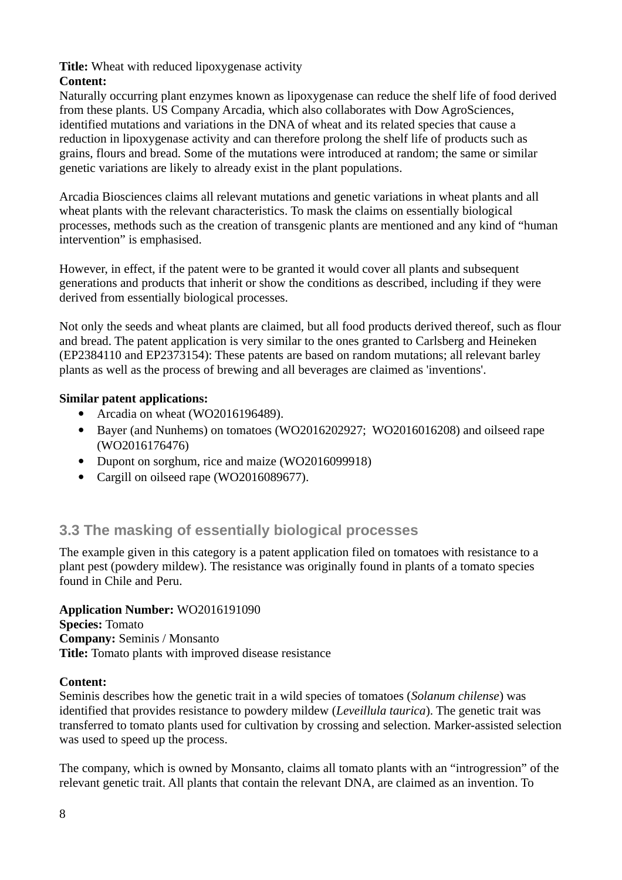**Title:** Wheat with reduced lipoxygenase activity
**Content:**
Naturally occurring plant enzymes known as lipoxygenase can reduce the shelf life of food derived from these plants. US Company Arcadia, which also collaborates with Dow AgroSciences, identified mutations and variations in the DNA of wheat and its related species that cause a reduction in lipoxygenase activity and can therefore prolong the shelf life of products such as grains, flours and bread. Some of the mutations were introduced at random; the same or similar genetic variations are likely to already exist in the plant populations.

Arcadia Biosciences claims all relevant mutations and genetic variations in wheat plants and all wheat plants with the relevant characteristics. To mask the claims on essentially biological processes, methods such as the creation of transgenic plants are mentioned and any kind of "human intervention" is emphasised.

However, in effect, if the patent were to be granted it would cover all plants and subsequent generations and products that inherit or show the conditions as described, including if they were derived from essentially biological processes.

Not only the seeds and wheat plants are claimed, but all food products derived thereof, such as flour and bread. The patent application is very similar to the ones granted to Carlsberg and Heineken (EP2384110 and EP2373154): These patents are based on random mutations; all relevant barley plants as well as the process of brewing and all beverages are claimed as 'inventions'.

**Similar patent applications:**

- Arcadia on wheat (WO2016196489).
- Bayer (and Nunhems) on tomatoes (WO2016202927; WO2016016208) and oilseed rape (WO2016176476)
- Dupont on sorghum, rice and maize (WO2016099918)
- Cargill on oilseed rape (WO2016089677).

### 3.3 The masking of essentially biological processes

The example given in this category is a patent application filed on tomatoes with resistance to a plant pest (powdery mildew). The resistance was originally found in plants of a tomato species found in Chile and Peru.

**Application Number:** WO2016191090
**Species:** Tomato
**Company:** Seminis / Monsanto
**Title:** Tomato plants with improved disease resistance

**Content:**
Seminis describes how the genetic trait in a wild species of tomatoes (*Solanum chilense*) was identified that provides resistance to powdery mildew (*Leveillula taurica*). The genetic trait was transferred to tomato plants used for cultivation by crossing and selection. Marker-assisted selection was used to speed up the process.

The company, which is owned by Monsanto, claims all tomato plants with an "introgression" of the relevant genetic trait. All plants that contain the relevant DNA, are claimed as an invention. To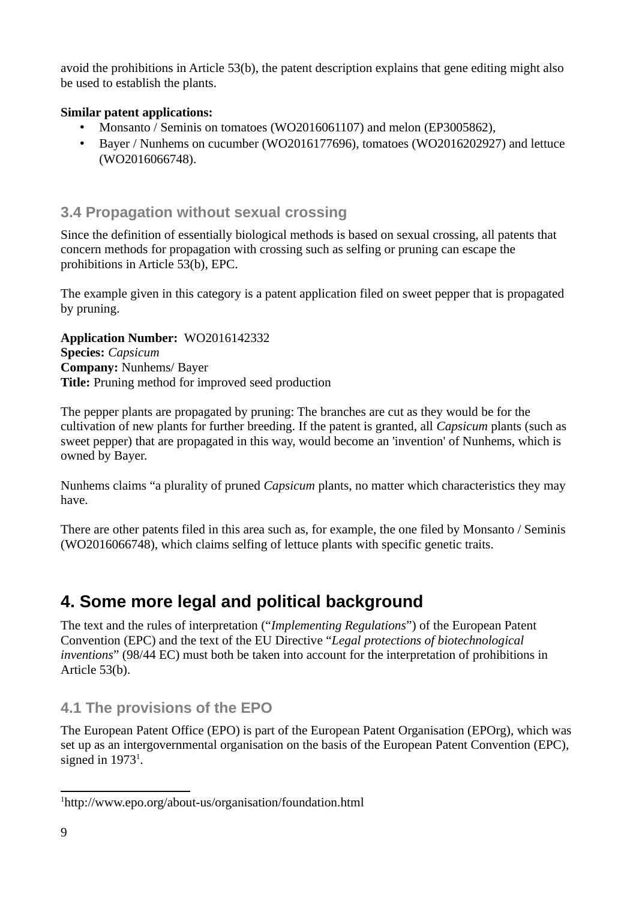avoid the prohibitions in Article 53(b), the patent description explains that gene editing might also be used to establish the plants.

**Similar patent applications:**

- Monsanto / Seminis on tomatoes (WO2016061107) and melon (EP3005862),
- Bayer / Nunhems on cucumber (WO2016177696), tomatoes (WO2016202927) and lettuce (WO2016066748).

### 3.4 Propagation without sexual crossing

Since the definition of essentially biological methods is based on sexual crossing, all patents that concern methods for propagation with crossing such as selfing or pruning can escape the prohibitions in Article 53(b), EPC.

The example given in this category is a patent application filed on sweet pepper that is propagated by pruning.

**Application Number:** WO2016142332
**Species:** *Capsicum*
**Company:** Nunhems/ Bayer
**Title:** Pruning method for improved seed production

The pepper plants are propagated by pruning: The branches are cut as they would be for the cultivation of new plants for further breeding. If the patent is granted, all *Capsicum* plants (such as sweet pepper) that are propagated in this way, would become an 'invention' of Nunhems, which is owned by Bayer.

Nunhems claims "a plurality of pruned *Capsicum* plants, no matter which characteristics they may have.

There are other patents filed in this area such as, for example, the one filed by Monsanto / Seminis (WO2016066748), which claims selfing of lettuce plants with specific genetic traits.

## 4. Some more legal and political background

The text and the rules of interpretation ("*Implementing Regulations*") of the European Patent Convention (EPC) and the text of the EU Directive "*Legal protections of biotechnological inventions*" (98/44 EC) must both be taken into account for the interpretation of prohibitions in Article 53(b).

### 4.1 The provisions of the EPO

The European Patent Office (EPO) is part of the European Patent Organisation (EPOrg), which was set up as an intergovernmental organisation on the basis of the European Patent Convention (EPC), signed in 1973[1].

[1]http://www.epo.org/about-us/organisation/foundation.html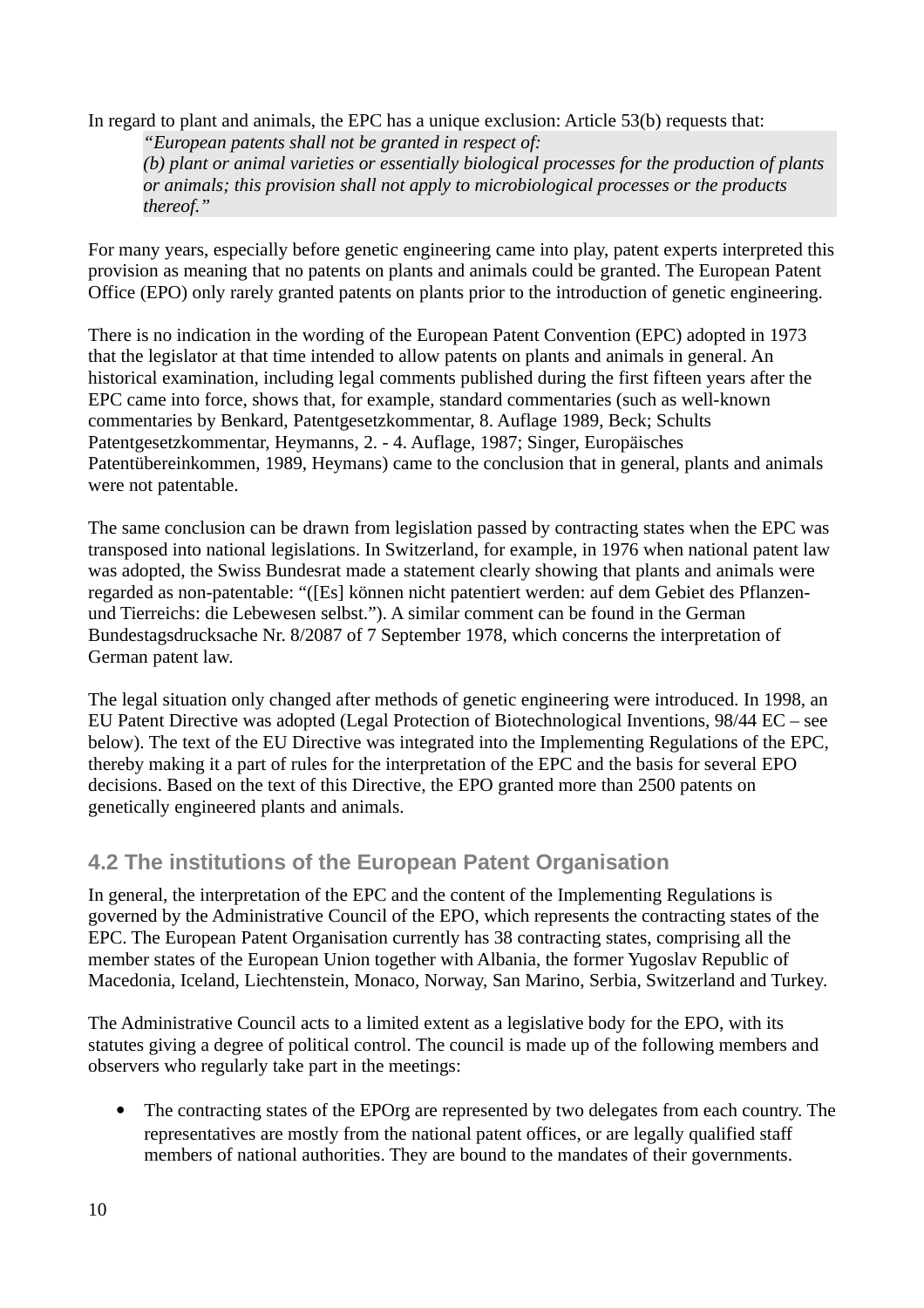In regard to plant and animals, the EPC has a unique exclusion: Article 53(b) requests that:

> *"European patents shall not be granted in respect of:*
> *(b) plant or animal varieties or essentially biological processes for the production of plants or animals; this provision shall not apply to microbiological processes or the products thereof."*

For many years, especially before genetic engineering came into play, patent experts interpreted this provision as meaning that no patents on plants and animals could be granted. The European Patent Office (EPO) only rarely granted patents on plants prior to the introduction of genetic engineering.

There is no indication in the wording of the European Patent Convention (EPC) adopted in 1973 that the legislator at that time intended to allow patents on plants and animals in general. An historical examination, including legal comments published during the first fifteen years after the EPC came into force, shows that, for example, standard commentaries (such as well-known commentaries by Benkard, Patentgesetzkommentar, 8. Auflage 1989, Beck; Schults Patentgesetzkommentar, Heymanns, 2. - 4. Auflage, 1987; Singer, Europäisches Patentübereinkommen, 1989, Heymans) came to the conclusion that in general, plants and animals were not patentable.

The same conclusion can be drawn from legislation passed by contracting states when the EPC was transposed into national legislations. In Switzerland, for example, in 1976 when national patent law was adopted, the Swiss Bundesrat made a statement clearly showing that plants and animals were regarded as non-patentable: "([Es] können nicht patentiert werden: auf dem Gebiet des Pflanzen- und Tierreichs: die Lebewesen selbst."). A similar comment can be found in the German Bundestagsdrucksache Nr. 8/2087 of 7 September 1978, which concerns the interpretation of German patent law.

The legal situation only changed after methods of genetic engineering were introduced. In 1998, an EU Patent Directive was adopted (Legal Protection of Biotechnological Inventions, 98/44 EC – see below). The text of the EU Directive was integrated into the Implementing Regulations of the EPC, thereby making it a part of rules for the interpretation of the EPC and the basis for several EPO decisions. Based on the text of this Directive, the EPO granted more than 2500 patents on genetically engineered plants and animals.

## 4.2 The institutions of the European Patent Organisation

In general, the interpretation of the EPC and the content of the Implementing Regulations is governed by the Administrative Council of the EPO, which represents the contracting states of the EPC. The European Patent Organisation currently has 38 contracting states, comprising all the member states of the European Union together with Albania, the former Yugoslav Republic of Macedonia, Iceland, Liechtenstein, Monaco, Norway, San Marino, Serbia, Switzerland and Turkey.

The Administrative Council acts to a limited extent as a legislative body for the EPO, with its statutes giving a degree of political control. The council is made up of the following members and observers who regularly take part in the meetings:

- The contracting states of the EPOrg are represented by two delegates from each country. The representatives are mostly from the national patent offices, or are legally qualified staff members of national authorities. They are bound to the mandates of their governments.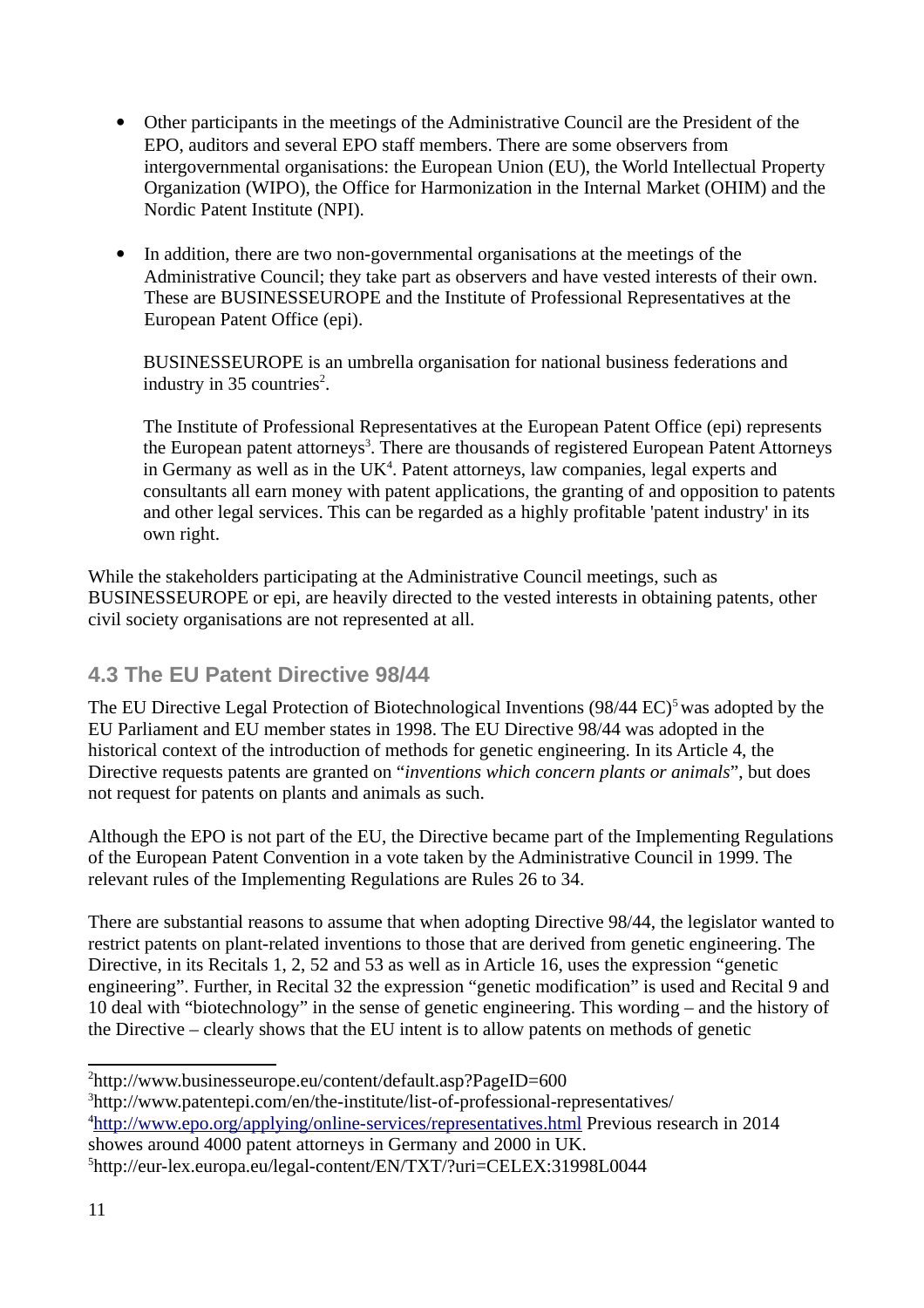- Other participants in the meetings of the Administrative Council are the President of the EPO, auditors and several EPO staff members. There are some observers from intergovernmental organisations: the European Union (EU), the World Intellectual Property Organization (WIPO), the Office for Harmonization in the Internal Market (OHIM) and the Nordic Patent Institute (NPI).

- In addition, there are two non-governmental organisations at the meetings of the Administrative Council; they take part as observers and have vested interests of their own. These are BUSINESSEUROPE and the Institute of Professional Representatives at the European Patent Office (epi).

  BUSINESSEUROPE is an umbrella organisation for national business federations and industry in 35 countries[2].

  The Institute of Professional Representatives at the European Patent Office (epi) represents the European patent attorneys[3]. There are thousands of registered European Patent Attorneys in Germany as well as in the UK[4]. Patent attorneys, law companies, legal experts and consultants all earn money with patent applications, the granting of and opposition to patents and other legal services. This can be regarded as a highly profitable 'patent industry' in its own right.

While the stakeholders participating at the Administrative Council meetings, such as BUSINESSEUROPE or epi, are heavily directed to the vested interests in obtaining patents, other civil society organisations are not represented at all.

### 4.3 The EU Patent Directive 98/44

The EU Directive Legal Protection of Biotechnological Inventions (98/44 EC)[5] was adopted by the EU Parliament and EU member states in 1998. The EU Directive 98/44 was adopted in the historical context of the introduction of methods for genetic engineering. In its Article 4, the Directive requests patents are granted on "*inventions which concern plants or animals*", but does not request for patents on plants and animals as such.

Although the EPO is not part of the EU, the Directive became part of the Implementing Regulations of the European Patent Convention in a vote taken by the Administrative Council in 1999. The relevant rules of the Implementing Regulations are Rules 26 to 34.

There are substantial reasons to assume that when adopting Directive 98/44, the legislator wanted to restrict patents on plant-related inventions to those that are derived from genetic engineering. The Directive, in its Recitals 1, 2, 52 and 53 as well as in Article 16, uses the expression "genetic engineering". Further, in Recital 32 the expression "genetic modification" is used and Recital 9 and 10 deal with "biotechnology" in the sense of genetic engineering. This wording – and the history of the Directive – clearly shows that the EU intent is to allow patents on methods of genetic

---

[2] http://www.businesseurope.eu/content/default.asp?PageID=600

[3] http://www.patentepi.com/en/the-institute/list-of-professional-representatives/

[4] http://www.epo.org/applying/online-services/representatives.html Previous research in 2014 showes around 4000 patent attorneys in Germany and 2000 in UK.

[5] http://eur-lex.europa.eu/legal-content/EN/TXT/?uri=CELEX:31998L0044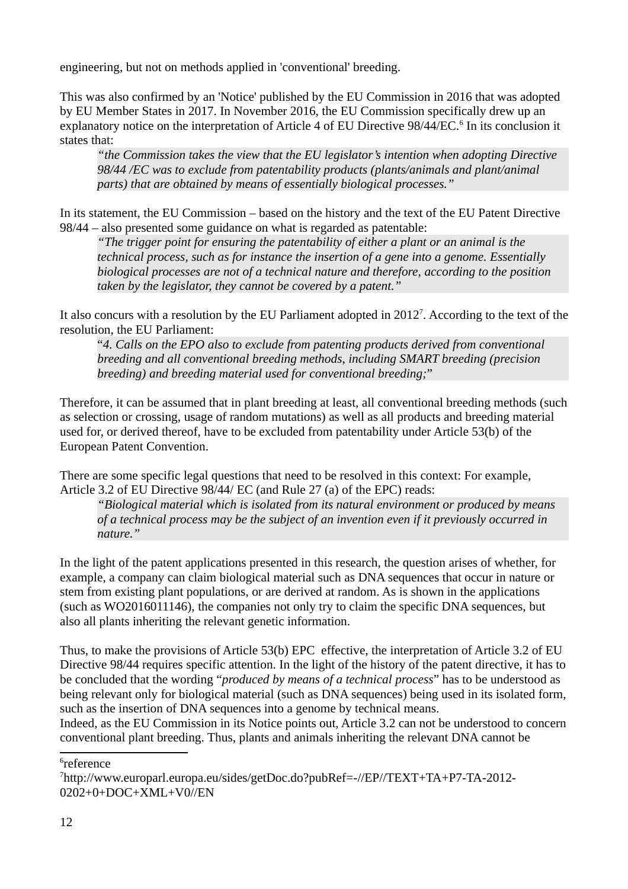engineering, but not on methods applied in 'conventional' breeding.

This was also confirmed by an 'Notice' published by the EU Commission in 2016 that was adopted by EU Member States in 2017. In November 2016, the EU Commission specifically drew up an explanatory notice on the interpretation of Article 4 of EU Directive 98/44/EC.[6] In its conclusion it states that:

> *"the Commission takes the view that the EU legislator's intention when adopting Directive 98/44 /EC was to exclude from patentability products (plants/animals and plant/animal parts) that are obtained by means of essentially biological processes."*

In its statement, the EU Commission – based on the history and the text of the EU Patent Directive 98/44 – also presented some guidance on what is regarded as patentable:

> *"The trigger point for ensuring the patentability of either a plant or an animal is the technical process, such as for instance the insertion of a gene into a genome. Essentially biological processes are not of a technical nature and therefore, according to the position taken by the legislator, they cannot be covered by a patent."*

It also concurs with a resolution by the EU Parliament adopted in 2012[7]. According to the text of the resolution, the EU Parliament:

> "*4. Calls on the EPO also to exclude from patenting products derived from conventional breeding and all conventional breeding methods, including SMART breeding (precision breeding) and breeding material used for conventional breeding;*"

Therefore, it can be assumed that in plant breeding at least, all conventional breeding methods (such as selection or crossing, usage of random mutations) as well as all products and breeding material used for, or derived thereof, have to be excluded from patentability under Article 53(b) of the European Patent Convention.

There are some specific legal questions that need to be resolved in this context: For example, Article 3.2 of EU Directive 98/44/ EC (and Rule 27 (a) of the EPC) reads:

> *"Biological material which is isolated from its natural environment or produced by means of a technical process may be the subject of an invention even if it previously occurred in nature."*

In the light of the patent applications presented in this research, the question arises of whether, for example, a company can claim biological material such as DNA sequences that occur in nature or stem from existing plant populations, or are derived at random. As is shown in the applications (such as WO2016011146), the companies not only try to claim the specific DNA sequences, but also all plants inheriting the relevant genetic information.

Thus, to make the provisions of Article 53(b) EPC effective, the interpretation of Article 3.2 of EU Directive 98/44 requires specific attention. In the light of the history of the patent directive, it has to be concluded that the wording "*produced by means of a technical process*" has to be understood as being relevant only for biological material (such as DNA sequences) being used in its isolated form, such as the insertion of DNA sequences into a genome by technical means.
Indeed, as the EU Commission in its Notice points out, Article 3.2 can not be understood to concern conventional plant breeding. Thus, plants and animals inheriting the relevant DNA cannot be

[6] reference

[7] http://www.europarl.europa.eu/sides/getDoc.do?pubRef=-//EP//TEXT+TA+P7-TA-2012-0202+0+DOC+XML+V0//EN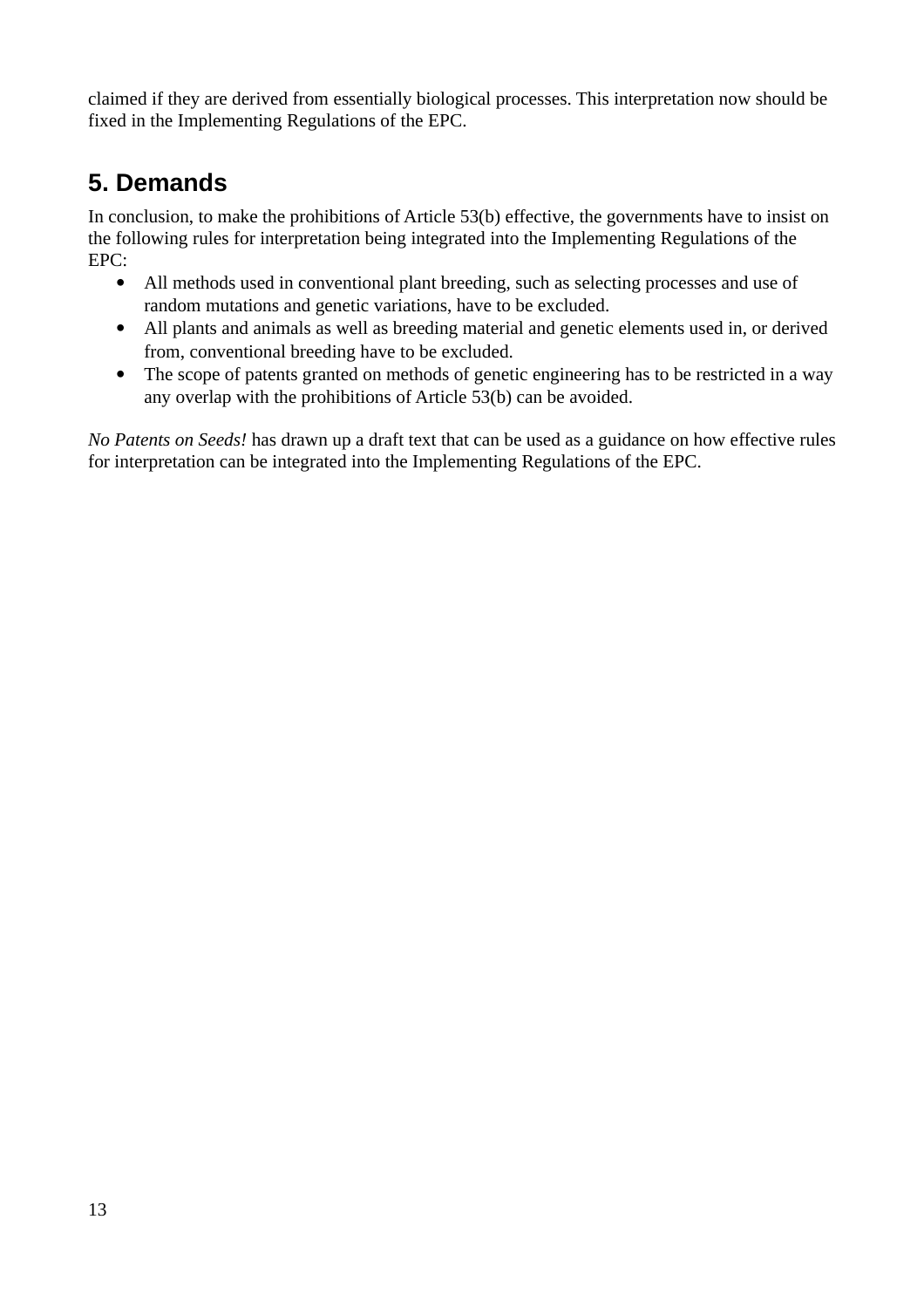claimed if they are derived from essentially biological processes. This interpretation now should be fixed in the Implementing Regulations of the EPC.

## 5. Demands

In conclusion, to make the prohibitions of Article 53(b) effective, the governments have to insist on the following rules for interpretation being integrated into the Implementing Regulations of the EPC:

- All methods used in conventional plant breeding, such as selecting processes and use of random mutations and genetic variations, have to be excluded.
- All plants and animals as well as breeding material and genetic elements used in, or derived from, conventional breeding have to be excluded.
- The scope of patents granted on methods of genetic engineering has to be restricted in a way any overlap with the prohibitions of Article 53(b) can be avoided.

*No Patents on Seeds!* has drawn up a draft text that can be used as a guidance on how effective rules for interpretation can be integrated into the Implementing Regulations of the EPC.